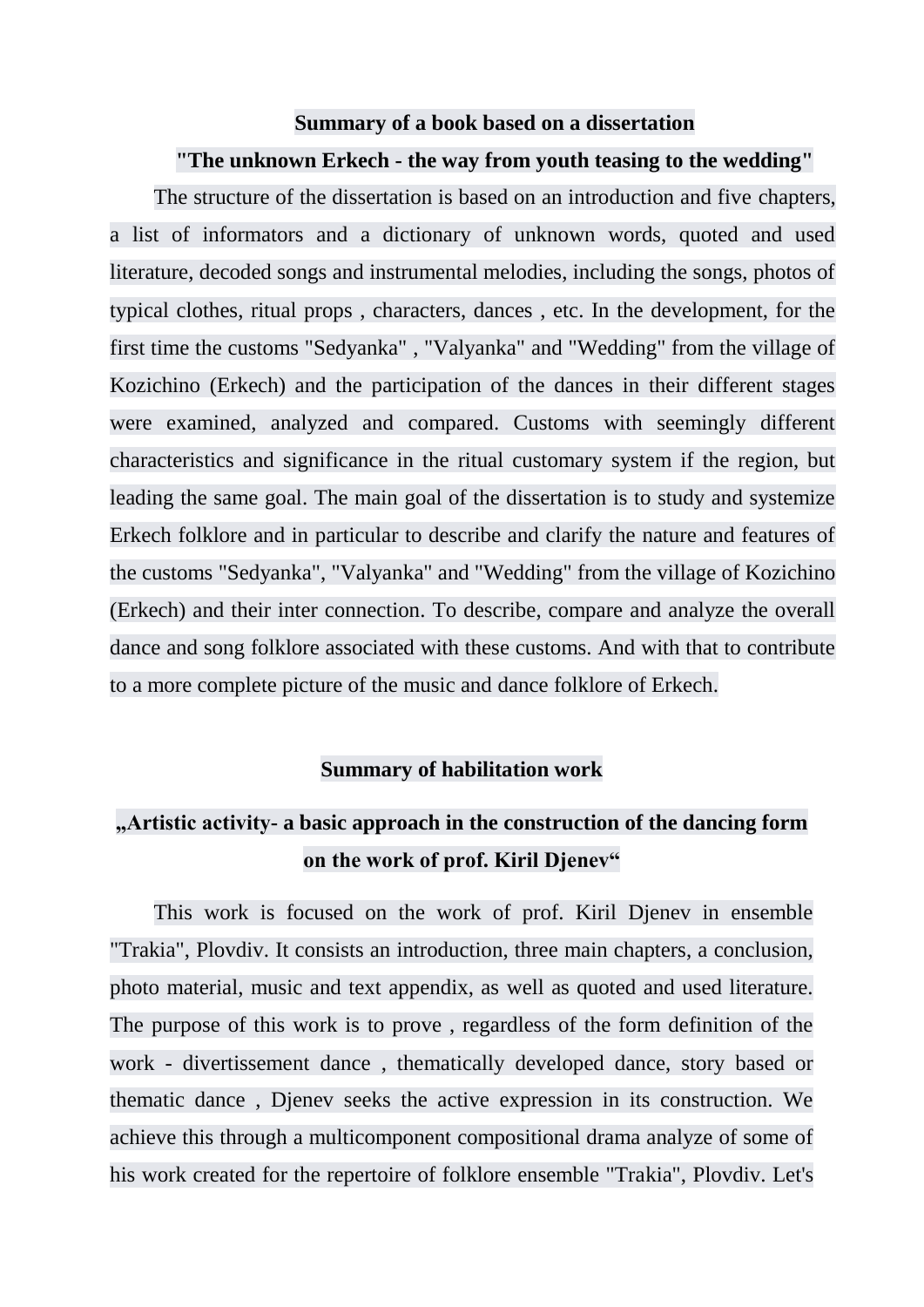**Summary of a book based on a dissertation**

**"The unknown Erkech - the way from youth teasing to the wedding"**

The structure of the dissertation is based on an introduction and five chapters, a list of informators and a dictionary of unknown words, quoted and used literature, decoded songs and instrumental melodies, including the songs, photos of typical clothes, ritual props , characters, dances , etc. In the development, for the first time the customs "Sedyanka" , "Valyanka" and "Wedding" from the village of Kozichino (Erkech) and the participation of the dances in their different stages were examined, analyzed and compared. Customs with seemingly different characteristics and significance in the ritual customary system if the region, but leading the same goal. The main goal of the dissertation is to study and systemize Erkech folklore and in particular to describe and clarify the nature and features of the customs "Sedyanka", "Valyanka" and "Wedding" from the village of Kozichino (Erkech) and their inter connection. To describe, compare and analyze the overall dance and song folklore associated with these customs. And with that to contribute to a more complete picture of the music and dance folklore of Erkech.

**Summary of habilitation work**

**„Artistic activity- a basic approach in the construction of the dancing form on the work of prof. Kiril Djenev"**

This work is focused on the work of prof. Kiril Djenev in ensemble "Trakia", Plovdiv. It consists an introduction, three main chapters, a conclusion, photo material, music and text appendix, as well as quoted and used literature. The purpose of this work is to prove , regardless of the form definition of the work - divertissement dance , thematically developed dance, story based or thematic dance , Djenev seeks the active expression in its construction. We achieve this through a multicomponent compositional drama analyze of some of his work created for the repertoire of folklore ensemble "Trakia", Plovdiv. Let's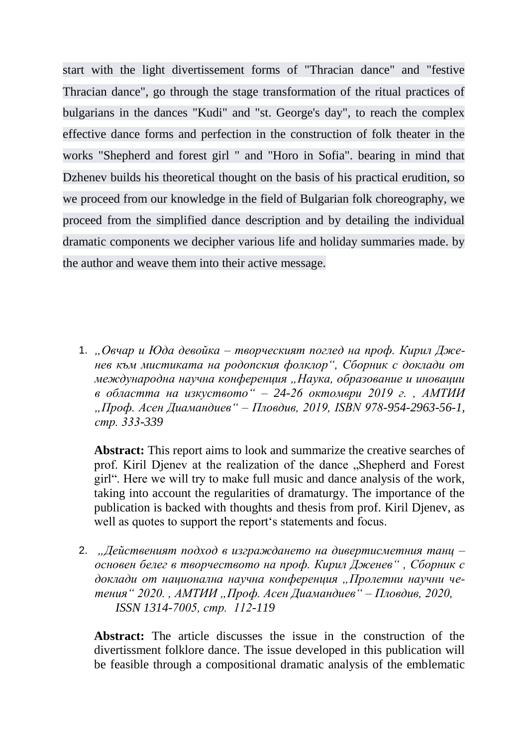start with the light divertissement forms of "Thracian dance" and "festive Thracian dance", go through the stage transformation of the ritual practices of bulgarians in the dances "Kudi" and "st. George's day", to reach the complex effective dance forms and perfection in the construction of folk theater in the works "Shepherd and forest girl " and "Horo in Sofia". bearing in mind that Dzhenev builds his theoretical thought on the basis of his practical erudition, so we proceed from our knowledge in the field of Bulgarian folk choreography, we proceed from the simplified dance description and by detailing the individual dramatic components we decipher various life and holiday summaries made. by the author and weave them into their active message.

1. *„Овчар и Юда девойка – творческият поглед на проф. Кирил Дженев към мистиката на родопския фолклор“, Сборник с доклади от международна научна конференция „Наука, образование и иновации в областта на изкуството“ – 24-26 октомври 2019 г. , АМТИИ „Проф. Асен Диамандиев“ – Пловдив, 2019, ISBN 978-954-2963-56-1, стр. 333-339*

   **Abstract:** This report aims to look and summarize the creative searches of prof. Kiril Djenev at the realization of the dance „Shepherd and Forest girl“. Here we will try to make full music and dance analysis of the work, taking into account the regularities of dramaturgy. The importance of the publication is backed with thoughts and thesis from prof. Kiril Djenev, as well as quotes to support the report‘s statements and focus.

2. *„Действеният подход в изграждането на дивертисметния танц – основен белег в творчеството на проф. Кирил Дженев“ , Сборник с доклади от национална научна конференция „Пролетни научни четения“ 2020. , АМТИИ „Проф. Асен Диамандиев“ – Пловдив, 2020, ISSN 1314-7005, стр. 112-119*

   **Abstract:** The article discusses the issue in the construction of the divertissment folklore dance. The issue developed in this publication will be feasible through a compositional dramatic analysis of the emblematic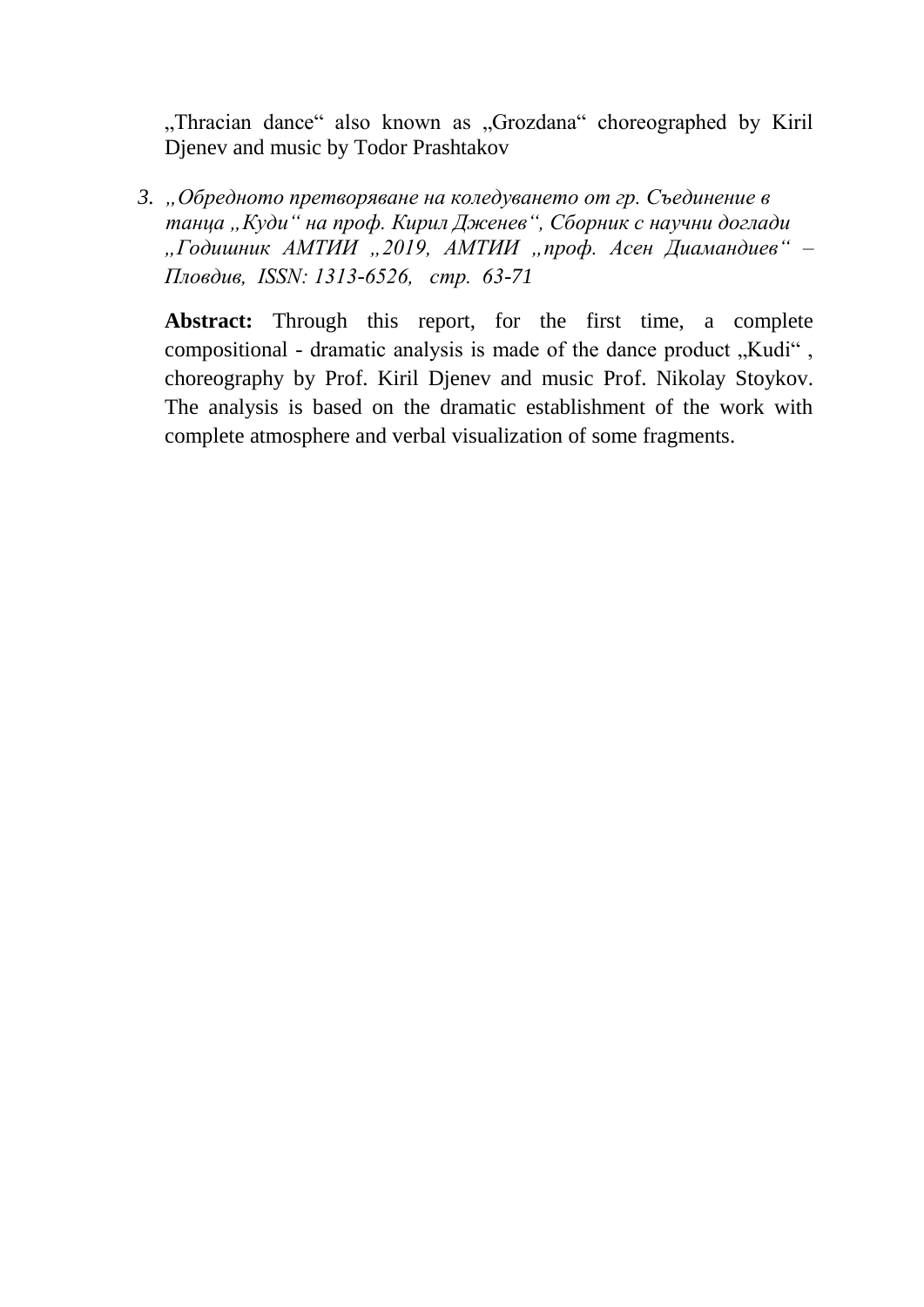„Thracian dance" also known as „Grozdana" choreographed by Kiril Djenev and music by Todor Prashtakov

3. *„Обредното претворяване на коледуването от гр. Съединение в танца „Куди" на проф. Кирил Дженев", Сборник с научни доглади „Годишник АМТИИ „2019, АМТИИ „проф. Асен Диамандиев" – Пловдив, ISSN: 1313-6526, стр. 63-71*

   **Abstract:** Through this report, for the first time, a complete compositional - dramatic analysis is made of the dance product „Kudi" , choreography by Prof. Kiril Djenev and music Prof. Nikolay Stoykov. The analysis is based on the dramatic establishment of the work with complete atmosphere and verbal visualization of some fragments.